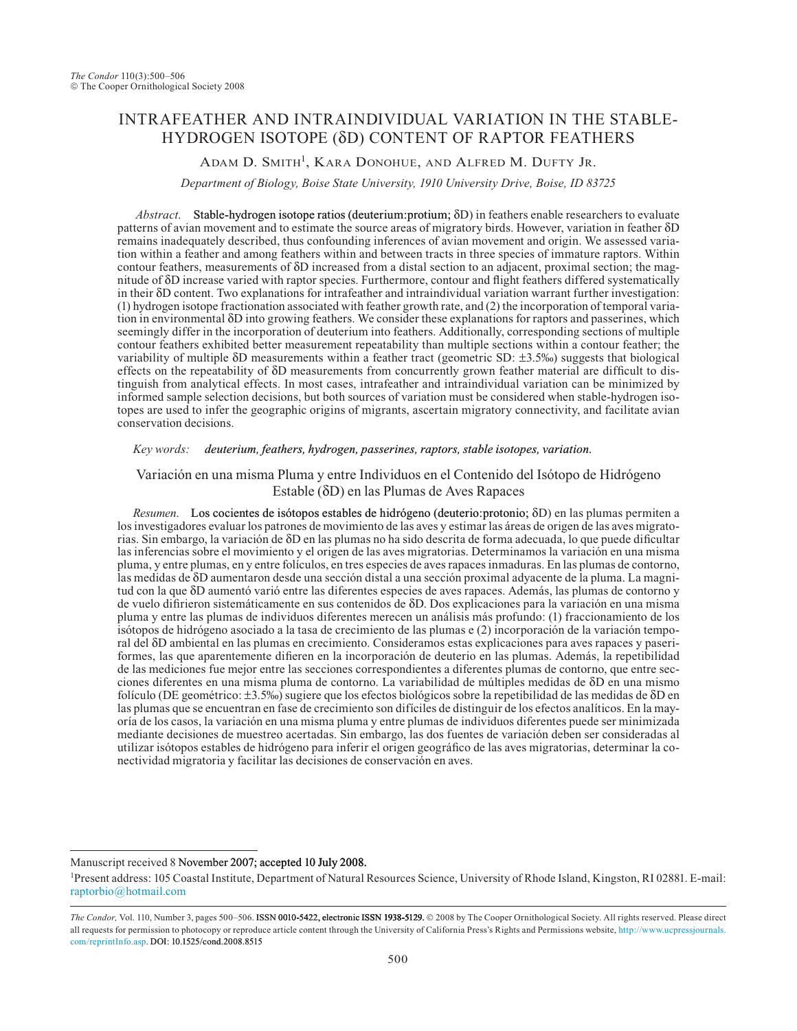# INTRAFEATHER AND INTRAINDIVIDUAL VARIATION IN THE STABLE-HYDROGEN ISOTOPE (δD) CONTENT OF RAPTOR FEATHERS

Adam D. Smith[1], Kara Donohue, and Alfred M. Dufty Jr.

*Department of Biology, Boise State University, 1910 University Drive, Boise, ID 83725*

*Abstract.* Stable-hydrogen isotope ratios (deuterium:protium; δD) in feathers enable researchers to evaluate patterns of avian movement and to estimate the source areas of migratory birds. However, variation in feather δD remains inadequately described, thus confounding inferences of avian movement and origin. We assessed variation within a feather and among feathers within and between tracts in three species of immature raptors. Within contour feathers, measurements of δD increased from a distal section to an adjacent, proximal section; the magnitude of δD increase varied with raptor species. Furthermore, contour and flight feathers differed systematically in their δD content. Two explanations for intrafeather and intraindividual variation warrant further investigation: (1) hydrogen isotope fractionation associated with feather growth rate, and (2) the incorporation of temporal variation in environmental δD into growing feathers. We consider these explanations for raptors and passerines, which seemingly differ in the incorporation of deuterium into feathers. Additionally, corresponding sections of multiple contour feathers exhibited better measurement repeatability than multiple sections within a contour feather; the variability of multiple δD measurements within a feather tract (geometric SD: ±3.5‰) suggests that biological effects on the repeatability of δD measurements from concurrently grown feather material are difficult to distinguish from analytical effects. In most cases, intrafeather and intraindividual variation can be minimized by informed sample selection decisions, but both sources of variation must be considered when stable-hydrogen isotopes are used to infer the geographic origins of migrants, ascertain migratory connectivity, and facilitate avian conservation decisions.

*Key words: deuterium, feathers, hydrogen, passerines, raptors, stable isotopes, variation.*

## Variación en una misma Pluma y entre Individuos en el Contenido del Isótopo de Hidrógeno Estable (δD) en las Plumas de Aves Rapaces

*Resumen.* Los cocientes de isótopos estables de hidrógeno (deuterio:protonio; δD) en las plumas permiten a los investigadores evaluar los patrones de movimiento de las aves y estimar las áreas de origen de las aves migratorias. Sin embargo, la variación de δD en las plumas no ha sido descrita de forma adecuada, lo que puede dificultar las inferencias sobre el movimiento y el origen de las aves migratorias. Determinamos la variación en una misma pluma, y entre plumas, en y entre folículos, en tres especies de aves rapaces inmaduras. En las plumas de contorno, las medidas de δD aumentaron desde una sección distal a una sección proximal adyacente de la pluma. La magnitud con la que δD aumentó varió entre las diferentes especies de aves rapaces. Además, las plumas de contorno y de vuelo difirieron sistemáticamente en sus contenidos de δD. Dos explicaciones para la variación en una misma pluma y entre las plumas de individuos diferentes merecen un análisis más profundo: (1) fraccionamiento de los isótopos de hidrógeno asociado a la tasa de crecimiento de las plumas e (2) incorporación de la variación temporal del δD ambiental en las plumas en crecimiento. Consideramos estas explicaciones para aves rapaces y paseriformes, las que aparentemente difieren en la incorporación de deuterio en las plumas. Además, la repetibilidad de las mediciones fue mejor entre las secciones correspondientes a diferentes plumas de contorno, que entre secciones diferentes en una misma pluma de contorno. La variabilidad de múltiples medidas de δD en una mismo folículo (DE geométrico: ±3.5‰) sugiere que los efectos biológicos sobre la repetibilidad de las medidas de δD en las plumas que se encuentran en fase de crecimiento son difíciles de distinguir de los efectos analíticos. En la mayoría de los casos, la variación en una misma pluma y entre plumas de individuos diferentes puede ser minimizada mediante decisiones de muestreo acertadas. Sin embargo, las dos fuentes de variación deben ser consideradas al utilizar isótopos estables de hidrógeno para inferir el origen geográfico de las aves migratorias, determinar la conectividad migratoria y facilitar las decisiones de conservación en aves.

---

Manuscript received 8 November 2007; accepted 10 July 2008.

[1]Present address: 105 Coastal Institute, Department of Natural Resources Science, University of Rhode Island, Kingston, RI 02881. E-mail: raptorbio@hotmail.com

*The Condor,* Vol. 110, Number 3, pages 500–506. ISSN 0010-5422, electronic ISSN 1938-5129. © 2008 by The Cooper Ornithological Society. All rights reserved. Please direct all requests for permission to photocopy or reproduce article content through the University of California Press's Rights and Permissions website, http://www.ucpressjournals.com/reprintInfo.asp. DOI: 10.1525/cond.2008.8515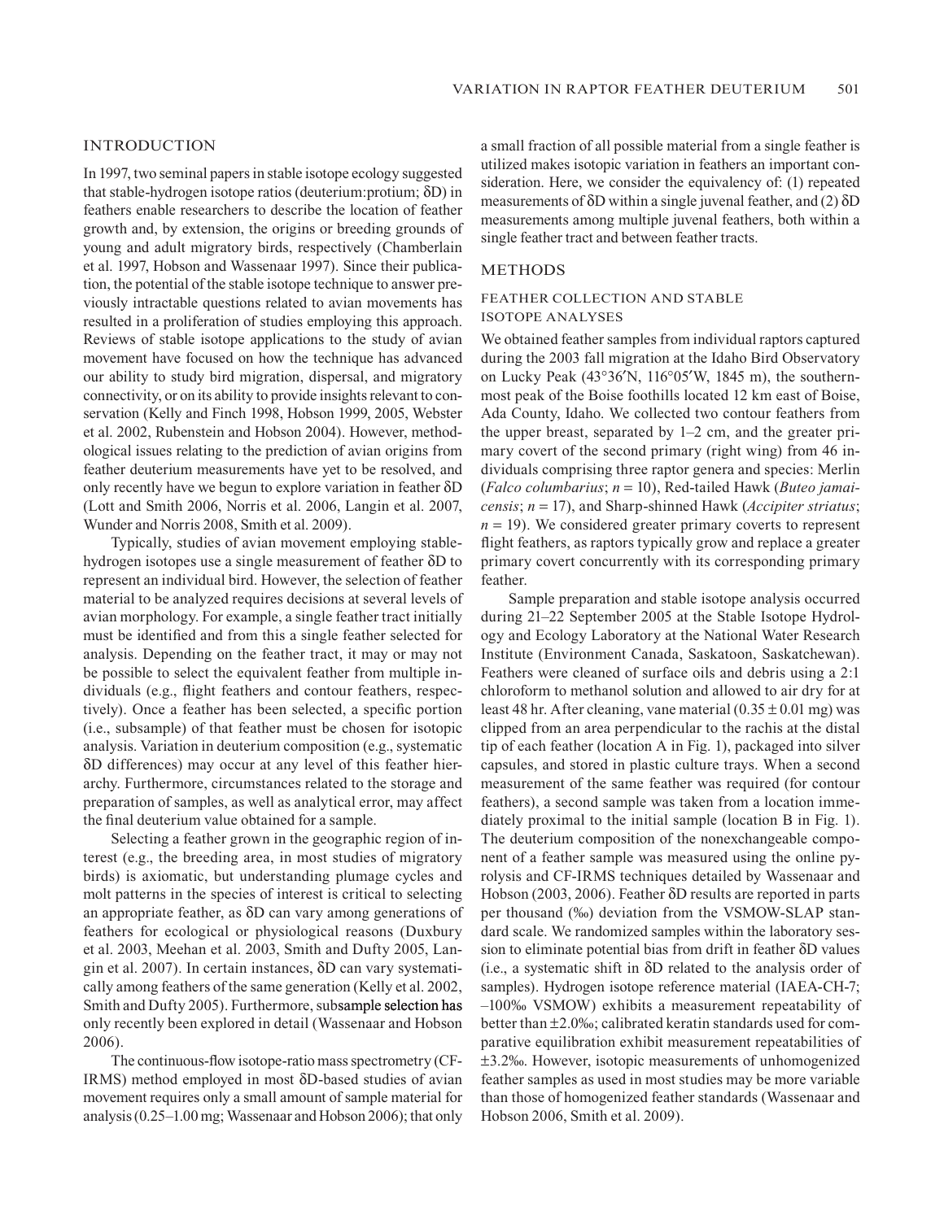## INTRODUCTION

In 1997, two seminal papers in stable isotope ecology suggested that stable-hydrogen isotope ratios (deuterium:protium; δD) in feathers enable researchers to describe the location of feather growth and, by extension, the origins or breeding grounds of young and adult migratory birds, respectively (Chamberlain et al. 1997, Hobson and Wassenaar 1997). Since their publication, the potential of the stable isotope technique to answer previously intractable questions related to avian movements has resulted in a proliferation of studies employing this approach. Reviews of stable isotope applications to the study of avian movement have focused on how the technique has advanced our ability to study bird migration, dispersal, and migratory connectivity, or on its ability to provide insights relevant to conservation (Kelly and Finch 1998, Hobson 1999, 2005, Webster et al. 2002, Rubenstein and Hobson 2004). However, methodological issues relating to the prediction of avian origins from feather deuterium measurements have yet to be resolved, and only recently have we begun to explore variation in feather δD (Lott and Smith 2006, Norris et al. 2006, Langin et al. 2007, Wunder and Norris 2008, Smith et al. 2009).

Typically, studies of avian movement employing stable-hydrogen isotopes use a single measurement of feather δD to represent an individual bird. However, the selection of feather material to be analyzed requires decisions at several levels of avian morphology. For example, a single feather tract initially must be identified and from this a single feather selected for analysis. Depending on the feather tract, it may or may not be possible to select the equivalent feather from multiple individuals (e.g., flight feathers and contour feathers, respectively). Once a feather has been selected, a specific portion (i.e., subsample) of that feather must be chosen for isotopic analysis. Variation in deuterium composition (e.g., systematic δD differences) may occur at any level of this feather hierarchy. Furthermore, circumstances related to the storage and preparation of samples, as well as analytical error, may affect the final deuterium value obtained for a sample.

Selecting a feather grown in the geographic region of interest (e.g., the breeding area, in most studies of migratory birds) is axiomatic, but understanding plumage cycles and molt patterns in the species of interest is critical to selecting an appropriate feather, as δD can vary among generations of feathers for ecological or physiological reasons (Duxbury et al. 2003, Meehan et al. 2003, Smith and Dufty 2005, Langin et al. 2007). In certain instances, δD can vary systematically among feathers of the same generation (Kelly et al. 2002, Smith and Dufty 2005). Furthermore, subsample selection has only recently been explored in detail (Wassenaar and Hobson 2006).

The continuous-flow isotope-ratio mass spectrometry (CF-IRMS) method employed in most δD-based studies of avian movement requires only a small amount of sample material for analysis (0.25–1.00 mg; Wassenaar and Hobson 2006); that only a small fraction of all possible material from a single feather is utilized makes isotopic variation in feathers an important consideration. Here, we consider the equivalency of: (1) repeated measurements of δD within a single juvenal feather, and (2) δD measurements among multiple juvenal feathers, both within a single feather tract and between feather tracts.

## METHODS

### FEATHER COLLECTION AND STABLE ISOTOPE ANALYSES

We obtained feather samples from individual raptors captured during the 2003 fall migration at the Idaho Bird Observatory on Lucky Peak (43°36′N, 116°05′W, 1845 m), the southernmost peak of the Boise foothills located 12 km east of Boise, Ada County, Idaho. We collected two contour feathers from the upper breast, separated by 1–2 cm, and the greater primary covert of the second primary (right wing) from 46 individuals comprising three raptor genera and species: Merlin (*Falco columbarius*; $n = 10$), Red-tailed Hawk (*Buteo jamaicensis*; $n = 17$), and Sharp-shinned Hawk (*Accipiter striatus*; $n = 19$). We considered greater primary coverts to represent flight feathers, as raptors typically grow and replace a greater primary covert concurrently with its corresponding primary feather.

Sample preparation and stable isotope analysis occurred during 21–22 September 2005 at the Stable Isotope Hydrology and Ecology Laboratory at the National Water Research Institute (Environment Canada, Saskatoon, Saskatchewan). Feathers were cleaned of surface oils and debris using a 2:1 chloroform to methanol solution and allowed to air dry for at least 48 hr. After cleaning, vane material (0.35 ± 0.01 mg) was clipped from an area perpendicular to the rachis at the distal tip of each feather (location A in Fig. 1), packaged into silver capsules, and stored in plastic culture trays. When a second measurement of the same feather was required (for contour feathers), a second sample was taken from a location immediately proximal to the initial sample (location B in Fig. 1). The deuterium composition of the nonexchangeable component of a feather sample was measured using the online pyrolysis and CF-IRMS techniques detailed by Wassenaar and Hobson (2003, 2006). Feather δD results are reported in parts per thousand (‰) deviation from the VSMOW-SLAP standard scale. We randomized samples within the laboratory session to eliminate potential bias from drift in feather δD values (i.e., a systematic shift in δD related to the analysis order of samples). Hydrogen isotope reference material (IAEA-CH-7; –100‰ VSMOW) exhibits a measurement repeatability of better than ±2.0‰; calibrated keratin standards used for comparative equilibration exhibit measurement repeatabilities of ±3.2‰. However, isotopic measurements of unhomogenized feather samples as used in most studies may be more variable than those of homogenized feather standards (Wassenaar and Hobson 2006, Smith et al. 2009).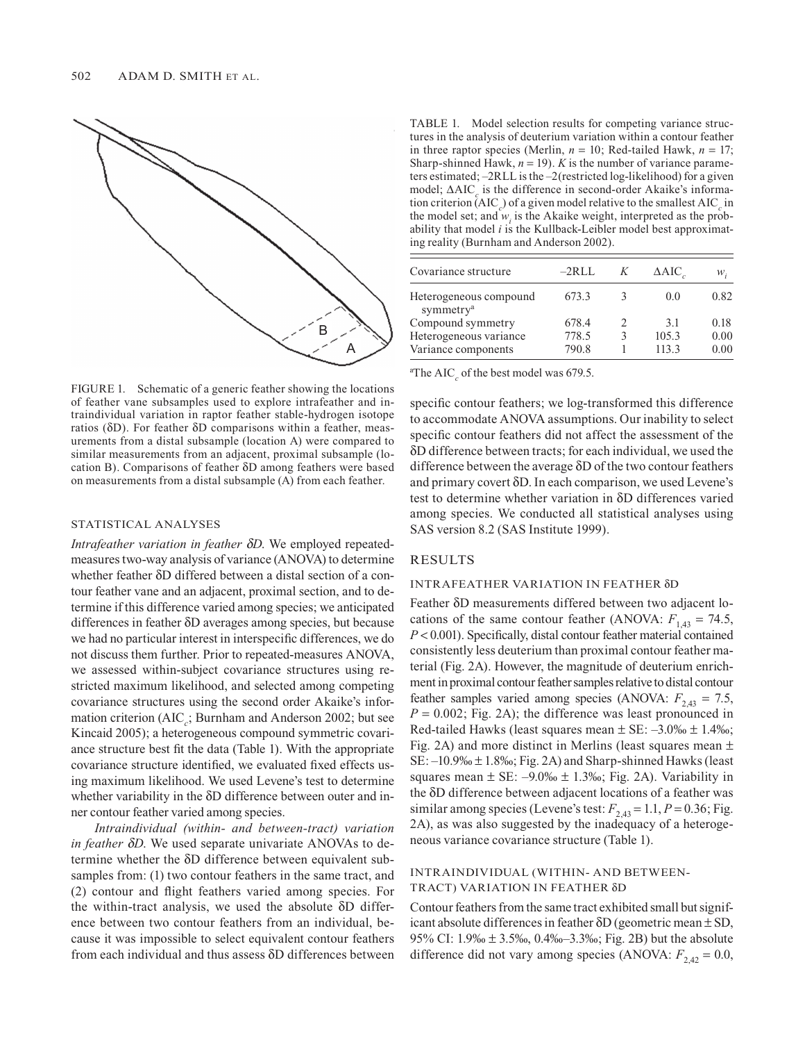FIGURE 1. Schematic of a generic feather showing the locations of feather vane subsamples used to explore intrafeather and intraindividual variation in raptor feather stable-hydrogen isotope ratios (δD). For feather δD comparisons within a feather, measurements from a distal subsample (location A) were compared to similar measurements from an adjacent, proximal subsample (location B). Comparisons of feather δD among feathers were based on measurements from a distal subsample (A) from each feather.

## STATISTICAL ANALYSES

*Intrafeather variation in feather δD.* We employed repeated-measures two-way analysis of variance (ANOVA) to determine whether feather δD differed between a distal section of a contour feather vane and an adjacent, proximal section, and to determine if this difference varied among species; we anticipated differences in feather δD averages among species, but because we had no particular interest in interspecific differences, we do not discuss them further. Prior to repeated-measures ANOVA, we assessed within-subject covariance structures using restricted maximum likelihood, and selected among competing covariance structures using the second order Akaike's information criterion ($AIC_c$; Burnham and Anderson 2002; but see Kincaid 2005); a heterogeneous compound symmetric covariance structure best fit the data (Table 1). With the appropriate covariance structure identified, we evaluated fixed effects using maximum likelihood. We used Levene's test to determine whether variability in the δD difference between outer and inner contour feather varied among species.

*Intraindividual (within- and between-tract) variation in feather δD.* We used separate univariate ANOVAs to determine whether the δD difference between equivalent subsamples from: (1) two contour feathers in the same tract, and (2) contour and flight feathers varied among species. For the within-tract analysis, we used the absolute δD difference between two contour feathers from an individual, because it was impossible to select equivalent contour feathers from each individual and thus assess δD differences between specific contour feathers; we log-transformed this difference to accommodate ANOVA assumptions. Our inability to select specific contour feathers did not affect the assessment of the δD difference between tracts; for each individual, we used the difference between the average δD of the two contour feathers and primary covert δD. In each comparison, we used Levene's test to determine whether variation in δD differences varied among species. We conducted all statistical analyses using SAS version 8.2 (SAS Institute 1999).

TABLE 1. Model selection results for competing variance structures in the analysis of deuterium variation within a contour feather in three raptor species (Merlin, $n = 10$; Red-tailed Hawk, $n = 17$; Sharp-shinned Hawk, $n = 19$). $K$ is the number of variance parameters estimated; –2RLL is the –2(restricted log-likelihood) for a given model; $\Delta AIC_c$ is the difference in second-order Akaike's information criterion ($AIC_c$) of a given model relative to the smallest $AIC_c$ in the model set; and $w_i$ is the Akaike weight, interpreted as the probability that model $i$ is the Kullback-Leibler model best approximating reality (Burnham and Anderson 2002).

| Covariance structure | –2RLL | $K$ | $\Delta AIC_c$ | $w_i$ |
|---|---|---|---|---|
| Heterogeneous compound symmetry[a] | 673.3 | 3 | 0.0 | 0.82 |
| Compound symmetry | 678.4 | 2 | 3.1 | 0.18 |
| Heterogeneous variance | 778.5 | 3 | 105.3 | 0.00 |
| Variance components | 790.8 | 1 | 113.3 | 0.00 |

[a]The $AIC_c$ of the best model was 679.5.

## RESULTS

### INTRAFEATHER VARIATION IN FEATHER δD

Feather δD measurements differed between two adjacent locations of the same contour feather (ANOVA: $F_{1,43} = 74.5$, $P < 0.001$). Specifically, distal contour feather material contained consistently less deuterium than proximal contour feather material (Fig. 2A). However, the magnitude of deuterium enrichment in proximal contour feather samples relative to distal contour feather samples varied among species (ANOVA: $F_{2,43} = 7.5$, $P = 0.002$; Fig. 2A); the difference was least pronounced in Red-tailed Hawks (least squares mean ± SE: –3.0‰ ± 1.4‰; Fig. 2A) and more distinct in Merlins (least squares mean ± SE: –10.9‰ ± 1.8‰; Fig. 2A) and Sharp-shinned Hawks (least squares mean ± SE: –9.0‰ ± 1.3‰; Fig. 2A). Variability in the δD difference between adjacent locations of a feather was similar among species (Levene's test: $F_{2,43} = 1.1$, $P = 0.36$; Fig. 2A), as was also suggested by the inadequacy of a heterogeneous variance covariance structure (Table 1).

### INTRAINDIVIDUAL (WITHIN- AND BETWEEN-TRACT) VARIATION IN FEATHER δD

Contour feathers from the same tract exhibited small but significant absolute differences in feather δD (geometric mean ± SD, 95% CI: 1.9‰ ± 3.5‰, 0.4‰–3.3‰; Fig. 2B) but the absolute difference did not vary among species (ANOVA: $F_{2,42} = 0.0$,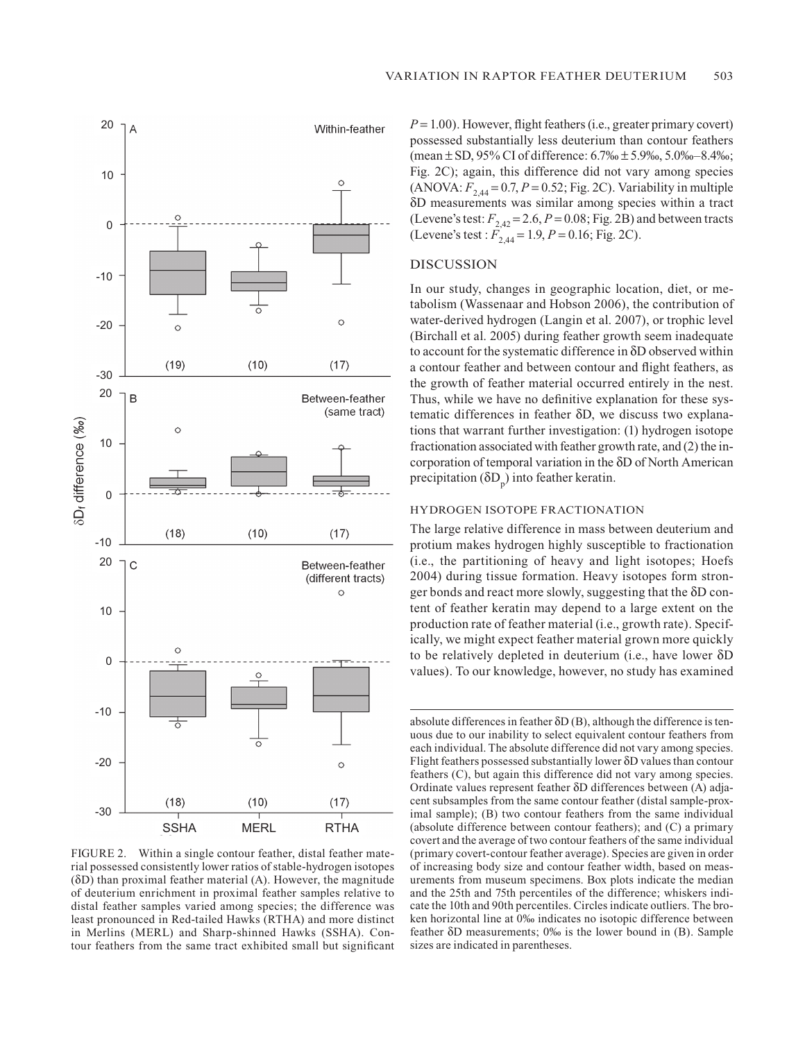$P = 1.00$). However, flight feathers (i.e., greater primary covert) possessed substantially less deuterium than contour feathers (mean ± SD, 95% CI of difference: 6.7‰ ± 5.9‰, 5.0‰–8.4‰; Fig. 2C); again, this difference did not vary among species (ANOVA: $F_{2,44} = 0.7$, $P = 0.52$; Fig. 2C). Variability in multiple δD measurements was similar among species within a tract (Levene's test: $F_{2,42} = 2.6$, $P = 0.08$; Fig. 2B) and between tracts (Levene's test : $F_{2,44} = 1.9$, $P = 0.16$; Fig. 2C).

## DISCUSSION

In our study, changes in geographic location, diet, or metabolism (Wassenaar and Hobson 2006), the contribution of water-derived hydrogen (Langin et al. 2007), or trophic level (Birchall et al. 2005) during feather growth seem inadequate to account for the systematic difference in δD observed within a contour feather and between contour and flight feathers, as the growth of feather material occurred entirely in the nest. Thus, while we have no definitive explanation for these systematic differences in feather δD, we discuss two explanations that warrant further investigation: (1) hydrogen isotope fractionation associated with feather growth rate, and (2) the incorporation of temporal variation in the δD of North American precipitation ($\delta D_p$) into feather keratin.

### HYDROGEN ISOTOPE FRACTIONATION

The large relative difference in mass between deuterium and protium makes hydrogen highly susceptible to fractionation (i.e., the partitioning of heavy and light isotopes; Hoefs 2004) during tissue formation. Heavy isotopes form stronger bonds and react more slowly, suggesting that the δD content of feather keratin may depend to a large extent on the production rate of feather material (i.e., growth rate). Specifically, we might expect feather material grown more quickly to be relatively depleted in deuterium (i.e., have lower δD values). To our knowledge, however, no study has examined

FIGURE 2. Within a single contour feather, distal feather material possessed consistently lower ratios of stable-hydrogen isotopes (δD) than proximal feather material (A). However, the magnitude of deuterium enrichment in proximal feather samples relative to distal feather samples varied among species; the difference was least pronounced in Red-tailed Hawks (RTHA) and more distinct in Merlins (MERL) and Sharp-shinned Hawks (SSHA). Contour feathers from the same tract exhibited small but significant absolute differences in feather δD (B), although the difference is tenuous due to our inability to select equivalent contour feathers from each individual. The absolute difference did not vary among species. Flight feathers possessed substantially lower δD values than contour feathers (C), but again this difference did not vary among species. Ordinate values represent feather δD differences between (A) adjacent subsamples from the same contour feather (distal sample-proximal sample); (B) two contour feathers from the same individual (absolute difference between contour feathers); and (C) a primary covert and the average of two contour feathers of the same individual (primary covert-contour feather average). Species are given in order of increasing body size and contour feather width, based on measurements from museum specimens. Box plots indicate the median and the 25th and 75th percentiles of the difference; whiskers indicate the 10th and 90th percentiles. Circles indicate outliers. The broken horizontal line at 0‰ indicates no isotopic difference between feather δD measurements; 0‰ is the lower bound in (B). Sample sizes are indicated in parentheses.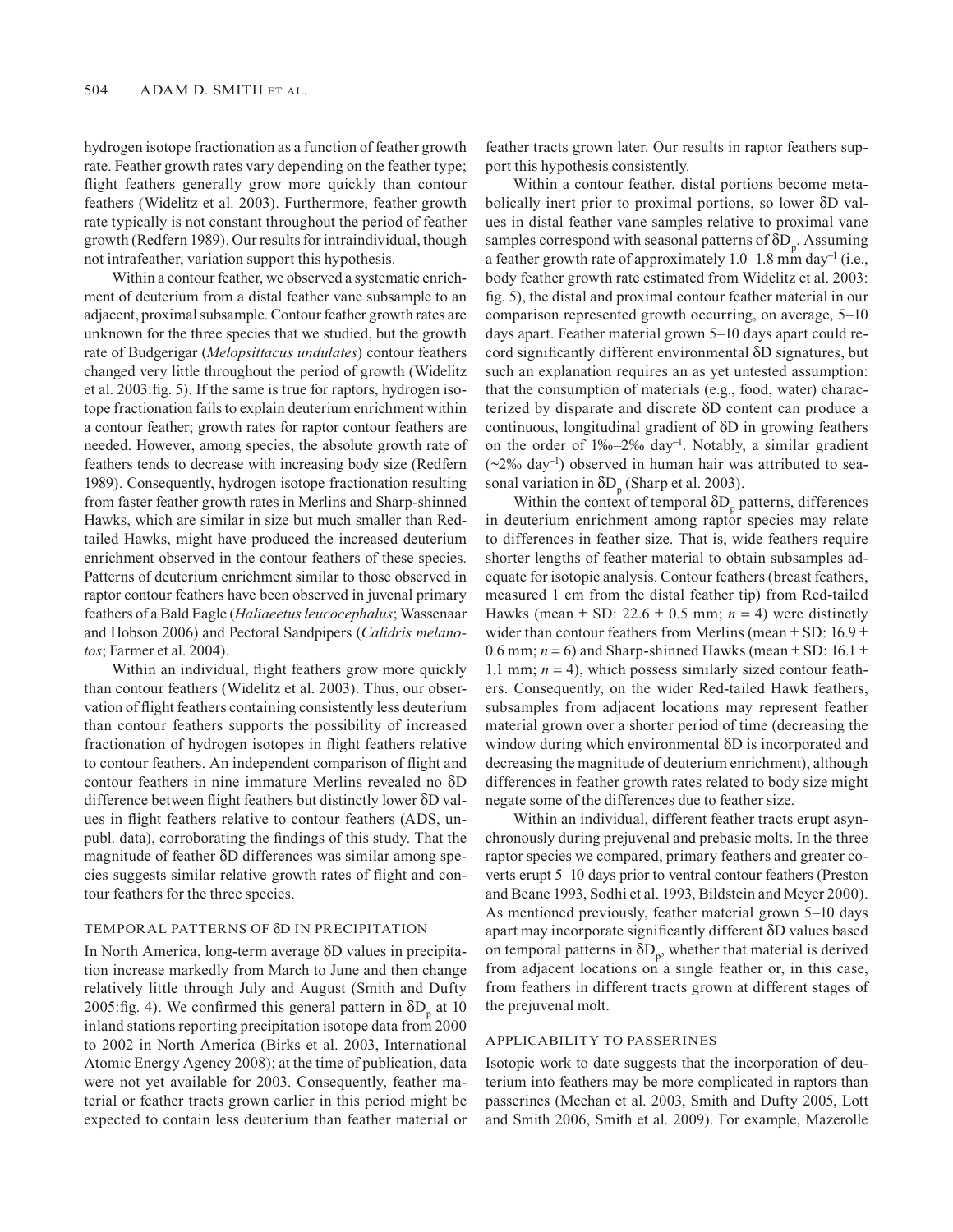hydrogen isotope fractionation as a function of feather growth rate. Feather growth rates vary depending on the feather type; flight feathers generally grow more quickly than contour feathers (Widelitz et al. 2003). Furthermore, feather growth rate typically is not constant throughout the period of feather growth (Redfern 1989). Our results for intraindividual, though not intrafeather, variation support this hypothesis.

Within a contour feather, we observed a systematic enrichment of deuterium from a distal feather vane subsample to an adjacent, proximal subsample. Contour feather growth rates are unknown for the three species that we studied, but the growth rate of Budgerigar (*Melopsittacus undulates*) contour feathers changed very little throughout the period of growth (Widelitz et al. 2003:fig. 5). If the same is true for raptors, hydrogen isotope fractionation fails to explain deuterium enrichment within a contour feather; growth rates for raptor contour feathers are needed. However, among species, the absolute growth rate of feathers tends to decrease with increasing body size (Redfern 1989). Consequently, hydrogen isotope fractionation resulting from faster feather growth rates in Merlins and Sharp-shinned Hawks, which are similar in size but much smaller than Red-tailed Hawks, might have produced the increased deuterium enrichment observed in the contour feathers of these species. Patterns of deuterium enrichment similar to those observed in raptor contour feathers have been observed in juvenal primary feathers of a Bald Eagle (*Haliaeetus leucocephalus*; Wassenaar and Hobson 2006) and Pectoral Sandpipers (*Calidris melanotos*; Farmer et al. 2004).

Within an individual, flight feathers grow more quickly than contour feathers (Widelitz et al. 2003). Thus, our observation of flight feathers containing consistently less deuterium than contour feathers supports the possibility of increased fractionation of hydrogen isotopes in flight feathers relative to contour feathers. An independent comparison of flight and contour feathers in nine immature Merlins revealed no δD difference between flight feathers but distinctly lower δD values in flight feathers relative to contour feathers (ADS, unpubl. data), corroborating the findings of this study. That the magnitude of feather δD differences was similar among species suggests similar relative growth rates of flight and contour feathers for the three species.

### TEMPORAL PATTERNS OF δD IN PRECIPITATION

In North America, long-term average δD values in precipitation increase markedly from March to June and then change relatively little through July and August (Smith and Dufty 2005:fig. 4). We confirmed this general pattern in $\delta D_p$ at 10 inland stations reporting precipitation isotope data from 2000 to 2002 in North America (Birks et al. 2003, International Atomic Energy Agency 2008); at the time of publication, data were not yet available for 2003. Consequently, feather material or feather tracts grown earlier in this period might be expected to contain less deuterium than feather material or feather tracts grown later. Our results in raptor feathers support this hypothesis consistently.

Within a contour feather, distal portions become metabolically inert prior to proximal portions, so lower δD values in distal feather vane samples relative to proximal vane samples correspond with seasonal patterns of $\delta D_p$. Assuming a feather growth rate of approximately 1.0–1.8 mm day$^{-1}$ (i.e., body feather growth rate estimated from Widelitz et al. 2003: fig. 5), the distal and proximal contour feather material in our comparison represented growth occurring, on average, 5–10 days apart. Feather material grown 5–10 days apart could record significantly different environmental δD signatures, but such an explanation requires an as yet untested assumption: that the consumption of materials (e.g., food, water) characterized by disparate and discrete δD content can produce a continuous, longitudinal gradient of δD in growing feathers on the order of 1‰–2‰ day$^{-1}$. Notably, a similar gradient (~2‰ day$^{-1}$) observed in human hair was attributed to seasonal variation in $\delta D_p$ (Sharp et al. 2003).

Within the context of temporal $\delta D_p$ patterns, differences in deuterium enrichment among raptor species may relate to differences in feather size. That is, wide feathers require shorter lengths of feather material to obtain subsamples adequate for isotopic analysis. Contour feathers (breast feathers, measured 1 cm from the distal feather tip) from Red-tailed Hawks (mean ± SD: 22.6 ± 0.5 mm; $n = 4$) were distinctly wider than contour feathers from Merlins (mean ± SD: 16.9 ± 0.6 mm; $n = 6$) and Sharp-shinned Hawks (mean ± SD: 16.1 ± 1.1 mm; $n = 4$), which possess similarly sized contour feathers. Consequently, on the wider Red-tailed Hawk feathers, subsamples from adjacent locations may represent feather material grown over a shorter period of time (decreasing the window during which environmental δD is incorporated and decreasing the magnitude of deuterium enrichment), although differences in feather growth rates related to body size might negate some of the differences due to feather size.

Within an individual, different feather tracts erupt asynchronously during prejuvenal and prebasic molts. In the three raptor species we compared, primary feathers and greater coverts erupt 5–10 days prior to ventral contour feathers (Preston and Beane 1993, Sodhi et al. 1993, Bildstein and Meyer 2000). As mentioned previously, feather material grown 5–10 days apart may incorporate significantly different δD values based on temporal patterns in $\delta D_p$, whether that material is derived from adjacent locations on a single feather or, in this case, from feathers in different tracts grown at different stages of the prejuvenal molt.

### APPLICABILITY TO PASSERINES

Isotopic work to date suggests that the incorporation of deuterium into feathers may be more complicated in raptors than passerines (Meehan et al. 2003, Smith and Dufty 2005, Lott and Smith 2006, Smith et al. 2009). For example, Mazerolle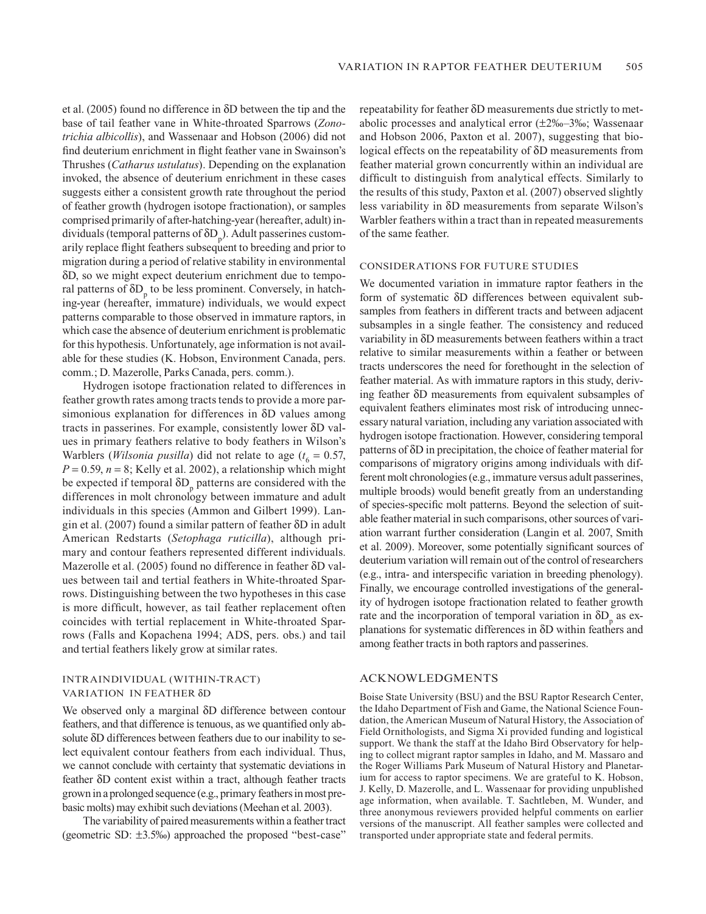et al. (2005) found no difference in δD between the tip and the base of tail feather vane in White-throated Sparrows (*Zonotrichia albicollis*), and Wassenaar and Hobson (2006) did not find deuterium enrichment in flight feather vane in Swainson's Thrushes (*Catharus ustulatus*). Depending on the explanation invoked, the absence of deuterium enrichment in these cases suggests either a consistent growth rate throughout the period of feather growth (hydrogen isotope fractionation), or samples comprised primarily of after-hatching-year (hereafter, adult) individuals (temporal patterns of $\delta D_p$). Adult passerines customarily replace flight feathers subsequent to breeding and prior to migration during a period of relative stability in environmental δD, so we might expect deuterium enrichment due to temporal patterns of $\delta D_p$ to be less prominent. Conversely, in hatching-year (hereafter, immature) individuals, we would expect patterns comparable to those observed in immature raptors, in which case the absence of deuterium enrichment is problematic for this hypothesis. Unfortunately, age information is not available for these studies (K. Hobson, Environment Canada, pers. comm.; D. Mazerolle, Parks Canada, pers. comm.).

Hydrogen isotope fractionation related to differences in feather growth rates among tracts tends to provide a more parsimonious explanation for differences in δD values among tracts in passerines. For example, consistently lower δD values in primary feathers relative to body feathers in Wilson's Warblers (*Wilsonia pusilla*) did not relate to age ($t_6 = 0.57$, $P = 0.59$, $n = 8$; Kelly et al. 2002), a relationship which might be expected if temporal $\delta D_p$ patterns are considered with the differences in molt chronology between immature and adult individuals in this species (Ammon and Gilbert 1999). Langin et al. (2007) found a similar pattern of feather δD in adult American Redstarts (*Setophaga ruticilla*), although primary and contour feathers represented different individuals. Mazerolle et al. (2005) found no difference in feather δD values between tail and tertial feathers in White-throated Sparrows. Distinguishing between the two hypotheses in this case is more difficult, however, as tail feather replacement often coincides with tertial replacement in White-throated Sparrows (Falls and Kopachena 1994; ADS, pers. obs.) and tail and tertial feathers likely grow at similar rates.

## INTRAINDIVIDUAL (WITHIN-TRACT) VARIATION IN FEATHER δD

We observed only a marginal δD difference between contour feathers, and that difference is tenuous, as we quantified only absolute δD differences between feathers due to our inability to select equivalent contour feathers from each individual. Thus, we cannot conclude with certainty that systematic deviations in feather δD content exist within a tract, although feather tracts grown in a prolonged sequence (e.g., primary feathers in most prebasic molts) may exhibit such deviations (Meehan et al. 2003).

The variability of paired measurements within a feather tract (geometric SD: ±3.5‰) approached the proposed "best-case" repeatability for feather δD measurements due strictly to metabolic processes and analytical error (±2‰–3‰; Wassenaar and Hobson 2006, Paxton et al. 2007), suggesting that biological effects on the repeatability of δD measurements from feather material grown concurrently within an individual are difficult to distinguish from analytical effects. Similarly to the results of this study, Paxton et al. (2007) observed slightly less variability in δD measurements from separate Wilson's Warbler feathers within a tract than in repeated measurements of the same feather.

## CONSIDERATIONS FOR FUTURE STUDIES

We documented variation in immature raptor feathers in the form of systematic δD differences between equivalent subsamples from feathers in different tracts and between adjacent subsamples in a single feather. The consistency and reduced variability in δD measurements between feathers within a tract relative to similar measurements within a feather or between tracts underscores the need for forethought in the selection of feather material. As with immature raptors in this study, deriving feather δD measurements from equivalent subsamples of equivalent feathers eliminates most risk of introducing unnecessary natural variation, including any variation associated with hydrogen isotope fractionation. However, considering temporal patterns of δD in precipitation, the choice of feather material for comparisons of migratory origins among individuals with different molt chronologies (e.g., immature versus adult passerines, multiple broods) would benefit greatly from an understanding of species-specific molt patterns. Beyond the selection of suitable feather material in such comparisons, other sources of variation warrant further consideration (Langin et al. 2007, Smith et al. 2009). Moreover, some potentially significant sources of deuterium variation will remain out of the control of researchers (e.g., intra- and interspecific variation in breeding phenology). Finally, we encourage controlled investigations of the generality of hydrogen isotope fractionation related to feather growth rate and the incorporation of temporal variation in $\delta D_p$ as explanations for systematic differences in δD within feathers and among feather tracts in both raptors and passerines.

## ACKNOWLEDGMENTS

Boise State University (BSU) and the BSU Raptor Research Center, the Idaho Department of Fish and Game, the National Science Foundation, the American Museum of Natural History, the Association of Field Ornithologists, and Sigma Xi provided funding and logistical support. We thank the staff at the Idaho Bird Observatory for helping to collect migrant raptor samples in Idaho, and M. Massaro and the Roger Williams Park Museum of Natural History and Planetarium for access to raptor specimens. We are grateful to K. Hobson, J. Kelly, D. Mazerolle, and L. Wassenaar for providing unpublished age information, when available. T. Sachtleben, M. Wunder, and three anonymous reviewers provided helpful comments on earlier versions of the manuscript. All feather samples were collected and transported under appropriate state and federal permits.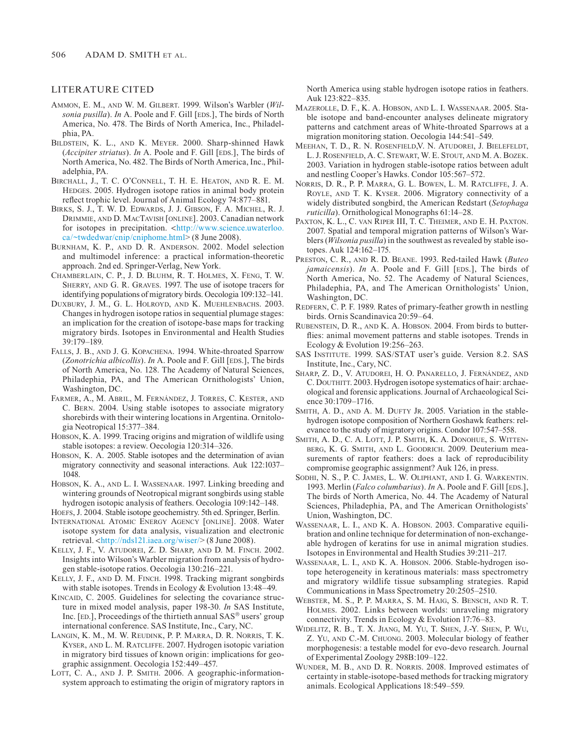## LITERATURE CITED

Ammon, E. M., and W. M. Gilbert. 1999. Wilson's Warbler (*Wilsonia pusilla*). *In* A. Poole and F. Gill [eds.], The birds of North America, No. 478. The Birds of North America, Inc., Philadelphia, PA.

Bildstein, K. L., and K. Meyer. 2000. Sharp-shinned Hawk (*Accipiter striatus*). *In* A. Poole and F. Gill [eds.], The birds of North America, No. 482. The Birds of North America, Inc., Philadelphia, PA.

Birchall, J., T. C. O'Connell, T. H. E. Heaton, and R. E. M. Hedges. 2005. Hydrogen isotope ratios in animal body protein reflect trophic level. Journal of Animal Ecology 74:877–881.

Birks, S. J., T. W. D. Edwards, J. J. Gibson, F. A. Michel, R. J. Drimmie, and D. MacTavish [online]. 2003. Canadian network for isotopes in precipitation. <http://www.science.uwaterloo.ca/~twdedwar/cnip/cniphome.html> (8 June 2008).

Burnham, K. P., and D. R. Anderson. 2002. Model selection and multimodel inference: a practical information-theoretic approach. 2nd ed. Springer-Verlag, New York.

Chamberlain, C. P., J. D. Bluhm, R. T. Holmes, X. Feng, T. W. Sherry, and G. R. Graves. 1997. The use of isotope tracers for identifying populations of migratory birds. Oecologia 109:132–141.

Duxbury, J. M., G. L. Holroyd, and K. Muehlenbachs. 2003. Changes in hydrogen isotope ratios in sequential plumage stages: an implication for the creation of isotope-base maps for tracking migratory birds. Isotopes in Environmental and Health Studies 39:179–189.

Falls, J. B., and J. G. Kopachena. 1994. White-throated Sparrow (*Zonotrichia albicollis*). *In* A. Poole and F. Gill [eds.], The birds of North America, No. 128. The Academy of Natural Sciences, Philadelphia, PA, and The American Ornithologists' Union, Washington, DC.

Farmer, A., M. Abril, M. Fernández, J. Torres, C. Kester, and C. Bern. 2004. Using stable isotopes to associate migratory shorebirds with their wintering locations in Argentina. Ornitologia Neotropical 15:377–384.

Hobson, K. A. 1999. Tracing origins and migration of wildlife using stable isotopes: a review. Oecologia 120:314–326.

Hobson, K. A. 2005. Stable isotopes and the determination of avian migratory connectivity and seasonal interactions. Auk 122:1037–1048.

Hobson, K. A., and L. I. Wassenaar. 1997. Linking breeding and wintering grounds of Neotropical migrant songbirds using stable hydrogen isotopic analysis of feathers. Oecologia 109:142–148.

Hoefs, J. 2004. Stable isotope geochemistry. 5th ed. Springer, Berlin.

International Atomic Energy Agency [online]. 2008. Water isotope system for data analysis, visualization and electronic retrieval. <http://nds121.iaea.org/wiser/> (8 June 2008).

Kelly, J. F., V. Atudorei, Z. D. Sharp, and D. M. Finch. 2002. Insights into Wilson's Warbler migration from analysis of hydrogen stable-isotope ratios. Oecologia 130:216–221.

Kelly, J. F., and D. M. Finch. 1998. Tracking migrant songbirds with stable isotopes. Trends in Ecology & Evolution 13:48–49.

Kincaid, C. 2005. Guidelines for selecting the covariance structure in mixed model analysis, paper 198-30. *In* SAS Institute, Inc. [ed.], Proceedings of the thirtieth annual SAS® users' group international conference. SAS Institute, Inc., Cary, NC.

Langin, K. M., M. W. Reudink, P. P. Marra, D. R. Norris, T. K. Kyser, and L. M. Ratcliffe. 2007. Hydrogen isotopic variation in migratory bird tissues of known origin: implications for geographic assignment. Oecologia 152:449–457.

Lott, C. A., and J. P. Smith. 2006. A geographic-information-system approach to estimating the origin of migratory raptors in North America using stable hydrogen isotope ratios in feathers. Auk 123:822–835.

Mazerolle, D. F., K. A. Hobson, and L. I. Wassenaar. 2005. Stable isotope and band-encounter analyses delineate migratory patterns and catchment areas of White-throated Sparrows at a migration monitoring station. Oecologia 144:541–549.

Meehan, T. D., R. N. Rosenfield, V. N. Atudorei, J. Bielefeldt, L. J. Rosenfield, A. C. Stewart, W. E. Stout, and M. A. Bozek. 2003. Variation in hydrogen stable-isotope ratios between adult and nestling Cooper's Hawks. Condor 105:567–572.

Norris, D. R., P. P. Marra, G. L. Bowen, L. M. Ratcliffe, J. A. Royle, and T. K. Kyser. 2006. Migratory connectivity of a widely distributed songbird, the American Redstart (*Setophaga ruticilla*). Ornithological Monographs 61:14–28.

Paxton, K. L., C. van Riper III, T. C. Theimer, and E. H. Paxton. 2007. Spatial and temporal migration patterns of Wilson's Warblers (*Wilsonia pusilla*) in the southwest as revealed by stable isotopes. Auk 124:162–175.

Preston, C. R., and R. D. Beane. 1993. Red-tailed Hawk (*Buteo jamaicensis*). *In* A. Poole and F. Gill [eds.], The birds of North America, No. 52. The Academy of Natural Sciences, Philadelphia, PA, and The American Ornithologists' Union, Washington, DC.

Redfern, C. P. F. 1989. Rates of primary-feather growth in nestling birds. Ornis Scandinavica 20:59–64.

Rubenstein, D. R., and K. A. Hobson. 2004. From birds to butterflies: animal movement patterns and stable isotopes. Trends in Ecology & Evolution 19:256–263.

SAS Institute. 1999. SAS/STAT user's guide. Version 8.2. SAS Institute, Inc., Cary, NC.

Sharp, Z. D., V. Atudorei, H. O. Panarello, J. Fernández, and C. Douthitt. 2003. Hydrogen isotope systematics of hair: archaeological and forensic applications. Journal of Archaeological Science 30:1709–1716.

Smith, A. D., and A. M. Dufty Jr. 2005. Variation in the stable-hydrogen isotope composition of Northern Goshawk feathers: relevance to the study of migratory origins. Condor 107:547–558.

Smith, A. D., C. A. Lott, J. P. Smith, K. A. Donohue, S. Wittenberg, K. G. Smith, and L. Goodrich. 2009. Deuterium measurements of raptor feathers: does a lack of reproducibility compromise geographic assignment? Auk 126, in press.

Sodhi, N. S., P. C. James, L. W. Oliphant, and I. G. Warkentin. 1993. Merlin (*Falco columbarius*). *In* A. Poole and F. Gill [eds.], The birds of North America, No. 44. The Academy of Natural Sciences, Philadelphia, PA, and The American Ornithologists' Union, Washington, DC.

Wassenaar, L. I., and K. A. Hobson. 2003. Comparative equilibration and online technique for determination of non-exchangeable hydrogen of keratins for use in animal migration studies. Isotopes in Environmental and Health Studies 39:211–217.

Wassenaar, L. I., and K. A. Hobson. 2006. Stable-hydrogen isotope heterogeneity in keratinous materials: mass spectrometry and migratory wildlife tissue subsampling strategies. Rapid Communications in Mass Spectrometry 20:2505–2510.

Webster, M. S., P. P. Marra, S. M. Haig, S. Bensch, and R. T. Holmes. 2002. Links between worlds: unraveling migratory connectivity. Trends in Ecology & Evolution 17:76–83.

Widelitz, R. B., T. X. Jiang, M. Yu, T. Shen, J.-Y. Shen, P. Wu, Z. Yu, and C.-M. Chuong. 2003. Molecular biology of feather morphogenesis: a testable model for evo-devo research. Journal of Experimental Zoology 298B:109–122.

Wunder, M. B., and D. R. Norris. 2008. Improved estimates of certainty in stable-isotope-based methods for tracking migratory animals. Ecological Applications 18:549–559.